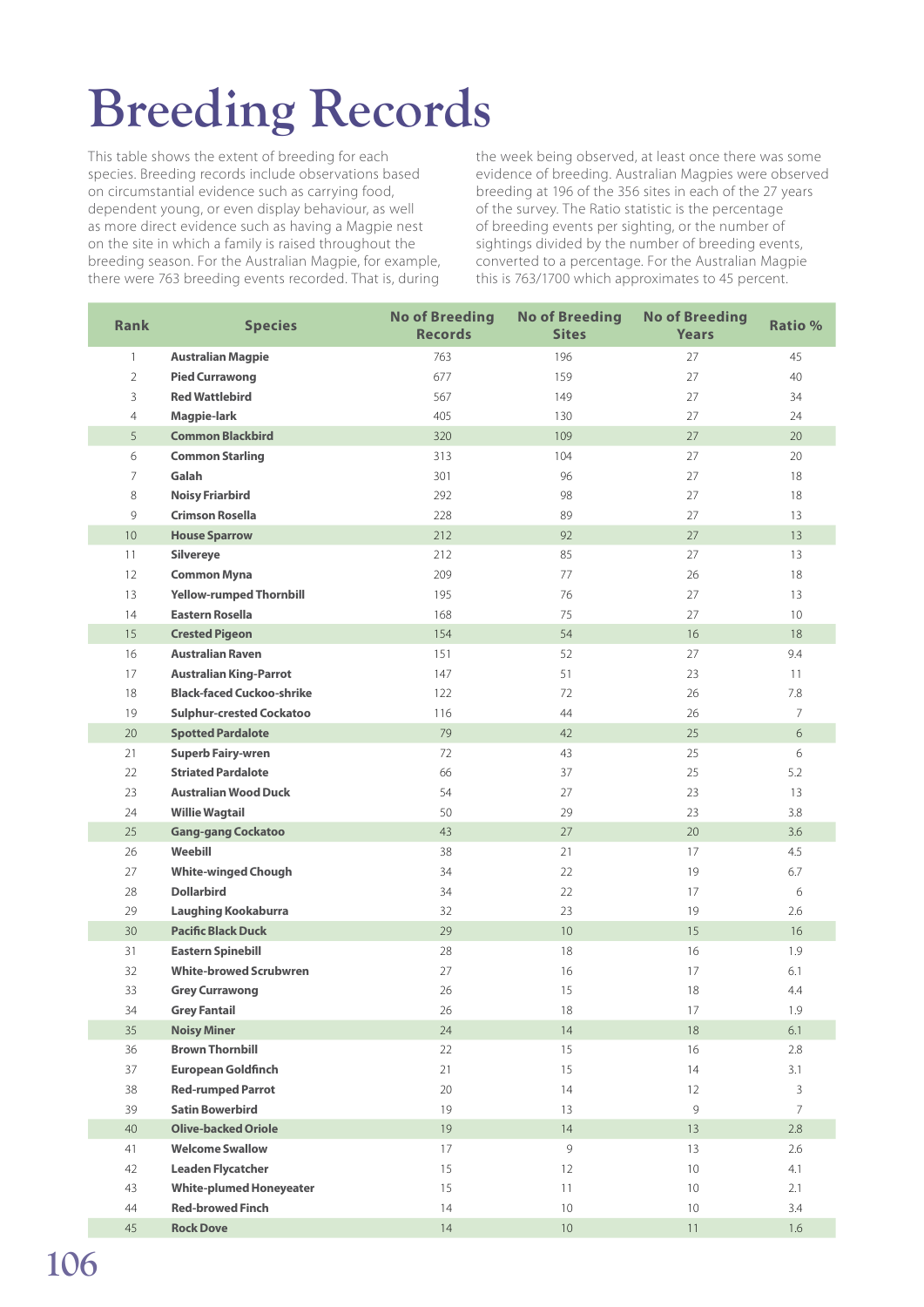# Breeding Records

This table shows the extent of breeding for each species. Breeding records include observations based on circumstantial evidence such as carrying food, dependent young, or even display behaviour, as well as more direct evidence such as having a Magpie nest on the site in which a family is raised throughout the breeding season. For the Australian Magpie, for example, there were 763 breeding events recorded. That is, during the week being observed, at least once there was some evidence of breeding. Australian Magpies were observed breeding at 196 of the 356 sites in each of the 27 years of the survey. The Ratio statistic is the percentage of breeding events per sighting, or the number of sightings divided by the number of breeding events, converted to a percentage. For the Australian Magpie this is 763/1700 which approximates to 45 percent.

| Rank | Species | No of Breeding Records | No of Breeding Sites | No of Breeding Years | Ratio % |
|---|---|---|---|---|---|
| 1 | **Australian Magpie** | 763 | 196 | 27 | 45 |
| 2 | **Pied Currawong** | 677 | 159 | 27 | 40 |
| 3 | **Red Wattlebird** | 567 | 149 | 27 | 34 |
| 4 | **Magpie-lark** | 405 | 130 | 27 | 24 |
| 5 | **Common Blackbird** | 320 | 109 | 27 | 20 |
| 6 | **Common Starling** | 313 | 104 | 27 | 20 |
| 7 | **Galah** | 301 | 96 | 27 | 18 |
| 8 | **Noisy Friarbird** | 292 | 98 | 27 | 18 |
| 9 | **Crimson Rosella** | 228 | 89 | 27 | 13 |
| 10 | **House Sparrow** | 212 | 92 | 27 | 13 |
| 11 | **Silvereye** | 212 | 85 | 27 | 13 |
| 12 | **Common Myna** | 209 | 77 | 26 | 18 |
| 13 | **Yellow-rumped Thornbill** | 195 | 76 | 27 | 13 |
| 14 | **Eastern Rosella** | 168 | 75 | 27 | 10 |
| 15 | **Crested Pigeon** | 154 | 54 | 16 | 18 |
| 16 | **Australian Raven** | 151 | 52 | 27 | 9.4 |
| 17 | **Australian King-Parrot** | 147 | 51 | 23 | 11 |
| 18 | **Black-faced Cuckoo-shrike** | 122 | 72 | 26 | 7.8 |
| 19 | **Sulphur-crested Cockatoo** | 116 | 44 | 26 | 7 |
| 20 | **Spotted Pardalote** | 79 | 42 | 25 | 6 |
| 21 | **Superb Fairy-wren** | 72 | 43 | 25 | 6 |
| 22 | **Striated Pardalote** | 66 | 37 | 25 | 5.2 |
| 23 | **Australian Wood Duck** | 54 | 27 | 23 | 13 |
| 24 | **Willie Wagtail** | 50 | 29 | 23 | 3.8 |
| 25 | **Gang-gang Cockatoo** | 43 | 27 | 20 | 3.6 |
| 26 | **Weebill** | 38 | 21 | 17 | 4.5 |
| 27 | **White-winged Chough** | 34 | 22 | 19 | 6.7 |
| 28 | **Dollarbird** | 34 | 22 | 17 | 6 |
| 29 | **Laughing Kookaburra** | 32 | 23 | 19 | 2.6 |
| 30 | **Pacific Black Duck** | 29 | 10 | 15 | 16 |
| 31 | **Eastern Spinebill** | 28 | 18 | 16 | 1.9 |
| 32 | **White-browed Scrubwren** | 27 | 16 | 17 | 6.1 |
| 33 | **Grey Currawong** | 26 | 15 | 18 | 4.4 |
| 34 | **Grey Fantail** | 26 | 18 | 17 | 1.9 |
| 35 | **Noisy Miner** | 24 | 14 | 18 | 6.1 |
| 36 | **Brown Thornbill** | 22 | 15 | 16 | 2.8 |
| 37 | **European Goldfinch** | 21 | 15 | 14 | 3.1 |
| 38 | **Red-rumped Parrot** | 20 | 14 | 12 | 3 |
| 39 | **Satin Bowerbird** | 19 | 13 | 9 | 7 |
| 40 | **Olive-backed Oriole** | 19 | 14 | 13 | 2.8 |
| 41 | **Welcome Swallow** | 17 | 9 | 13 | 2.6 |
| 42 | **Leaden Flycatcher** | 15 | 12 | 10 | 4.1 |
| 43 | **White-plumed Honeyeater** | 15 | 11 | 10 | 2.1 |
| 44 | **Red-browed Finch** | 14 | 10 | 10 | 3.4 |
| 45 | **Rock Dove** | 14 | 10 | 11 | 1.6 |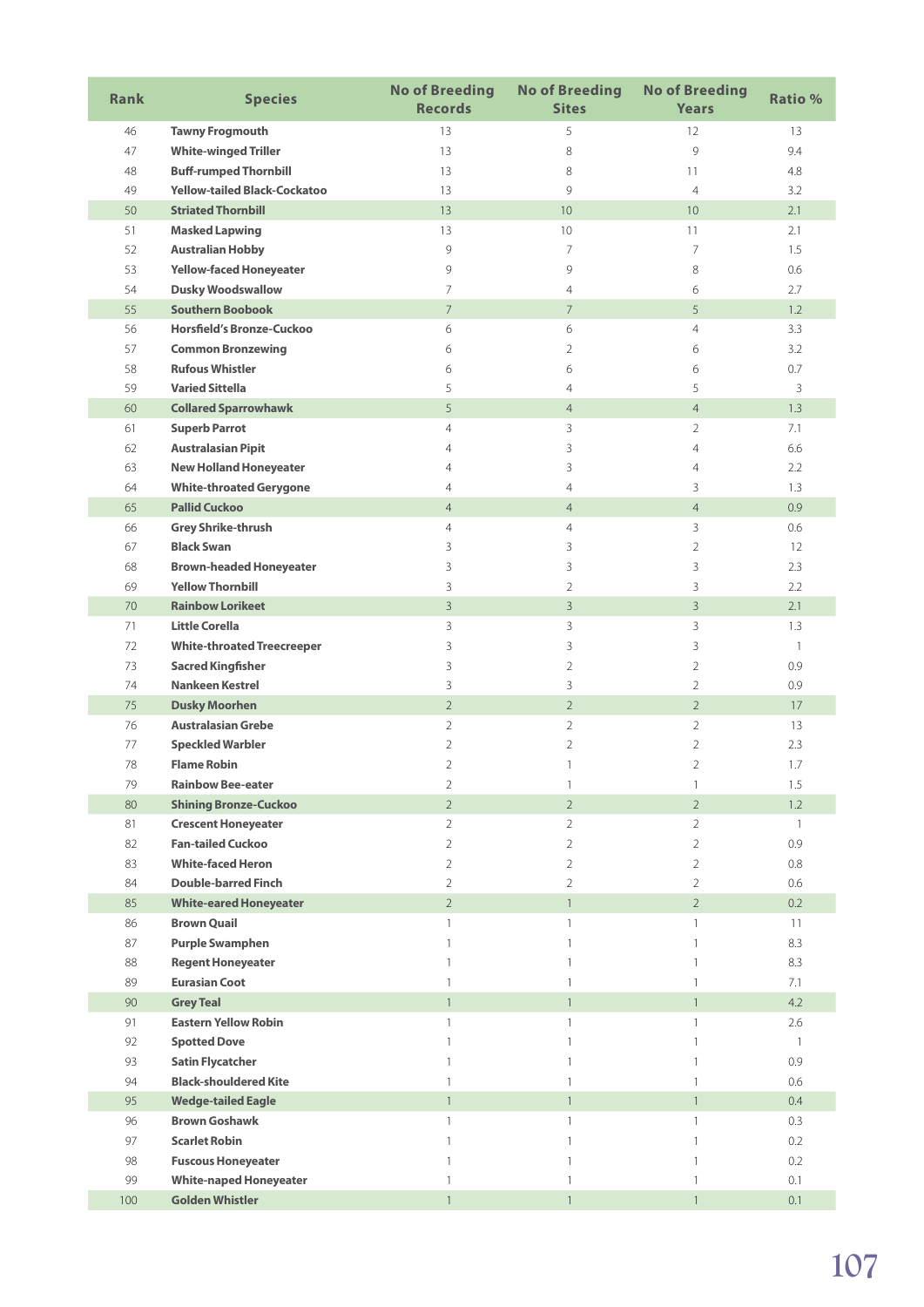| Rank | Species | No of Breeding Records | No of Breeding Sites | No of Breeding Years | Ratio % |
|---|---|---|---|---|---|
| 46 | **Tawny Frogmouth** | 13 | 5 | 12 | 13 |
| 47 | **White-winged Triller** | 13 | 8 | 9 | 9.4 |
| 48 | **Buff-rumped Thornbill** | 13 | 8 | 11 | 4.8 |
| 49 | **Yellow-tailed Black-Cockatoo** | 13 | 9 | 4 | 3.2 |
| 50 | **Striated Thornbill** | 13 | 10 | 10 | 2.1 |
| 51 | **Masked Lapwing** | 13 | 10 | 11 | 2.1 |
| 52 | **Australian Hobby** | 9 | 7 | 7 | 1.5 |
| 53 | **Yellow-faced Honeyeater** | 9 | 9 | 8 | 0.6 |
| 54 | **Dusky Woodswallow** | 7 | 4 | 6 | 2.7 |
| 55 | **Southern Boobook** | 7 | 7 | 5 | 1.2 |
| 56 | **Horsfield's Bronze-Cuckoo** | 6 | 6 | 4 | 3.3 |
| 57 | **Common Bronzewing** | 6 | 2 | 6 | 3.2 |
| 58 | **Rufous Whistler** | 6 | 6 | 6 | 0.7 |
| 59 | **Varied Sittella** | 5 | 4 | 5 | 3 |
| 60 | **Collared Sparrowhawk** | 5 | 4 | 4 | 1.3 |
| 61 | **Superb Parrot** | 4 | 3 | 2 | 7.1 |
| 62 | **Australasian Pipit** | 4 | 3 | 4 | 6.6 |
| 63 | **New Holland Honeyeater** | 4 | 3 | 4 | 2.2 |
| 64 | **White-throated Gerygone** | 4 | 4 | 3 | 1.3 |
| 65 | **Pallid Cuckoo** | 4 | 4 | 4 | 0.9 |
| 66 | **Grey Shrike-thrush** | 4 | 4 | 3 | 0.6 |
| 67 | **Black Swan** | 3 | 3 | 2 | 12 |
| 68 | **Brown-headed Honeyeater** | 3 | 3 | 3 | 2.3 |
| 69 | **Yellow Thornbill** | 3 | 2 | 3 | 2.2 |
| 70 | **Rainbow Lorikeet** | 3 | 3 | 3 | 2.1 |
| 71 | **Little Corella** | 3 | 3 | 3 | 1.3 |
| 72 | **White-throated Treecreeper** | 3 | 3 | 3 | 1 |
| 73 | **Sacred Kingfisher** | 3 | 2 | 2 | 0.9 |
| 74 | **Nankeen Kestrel** | 3 | 3 | 2 | 0.9 |
| 75 | **Dusky Moorhen** | 2 | 2 | 2 | 17 |
| 76 | **Australasian Grebe** | 2 | 2 | 2 | 13 |
| 77 | **Speckled Warbler** | 2 | 2 | 2 | 2.3 |
| 78 | **Flame Robin** | 2 | 1 | 2 | 1.7 |
| 79 | **Rainbow Bee-eater** | 2 | 1 | 1 | 1.5 |
| 80 | **Shining Bronze-Cuckoo** | 2 | 2 | 2 | 1.2 |
| 81 | **Crescent Honeyeater** | 2 | 2 | 2 | 1 |
| 82 | **Fan-tailed Cuckoo** | 2 | 2 | 2 | 0.9 |
| 83 | **White-faced Heron** | 2 | 2 | 2 | 0.8 |
| 84 | **Double-barred Finch** | 2 | 2 | 2 | 0.6 |
| 85 | **White-eared Honeyeater** | 2 | 1 | 2 | 0.2 |
| 86 | **Brown Quail** | 1 | 1 | 1 | 11 |
| 87 | **Purple Swamphen** | 1 | 1 | 1 | 8.3 |
| 88 | **Regent Honeyeater** | 1 | 1 | 1 | 8.3 |
| 89 | **Eurasian Coot** | 1 | 1 | 1 | 7.1 |
| 90 | **Grey Teal** | 1 | 1 | 1 | 4.2 |
| 91 | **Eastern Yellow Robin** | 1 | 1 | 1 | 2.6 |
| 92 | **Spotted Dove** | 1 | 1 | 1 | 1 |
| 93 | **Satin Flycatcher** | 1 | 1 | 1 | 0.9 |
| 94 | **Black-shouldered Kite** | 1 | 1 | 1 | 0.6 |
| 95 | **Wedge-tailed Eagle** | 1 | 1 | 1 | 0.4 |
| 96 | **Brown Goshawk** | 1 | 1 | 1 | 0.3 |
| 97 | **Scarlet Robin** | 1 | 1 | 1 | 0.2 |
| 98 | **Fuscous Honeyeater** | 1 | 1 | 1 | 0.2 |
| 99 | **White-naped Honeyeater** | 1 | 1 | 1 | 0.1 |
| 100 | **Golden Whistler** | 1 | 1 | 1 | 0.1 |